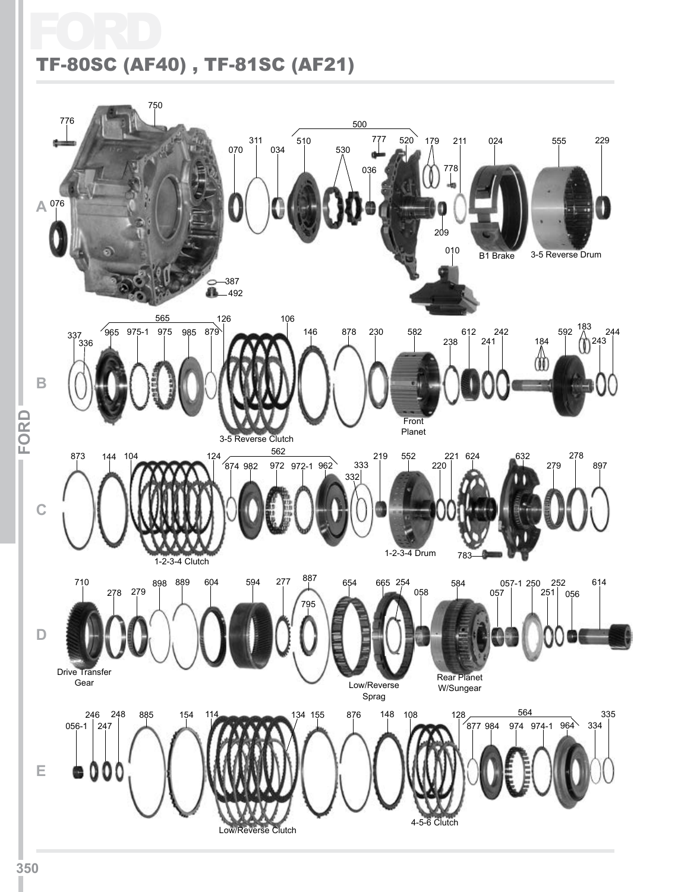# FORD

## TF-80SC (AF40) , TF-81SC (AF21)

**A**

776, 750, 070, 311, 034, 500, 510, 530, 777, 036, 520, 179, 211, 778, 209, 010, 024, 555, 229, 076, 387, 492

B1 Brake

3-5 Reverse Drum

**B**

337, 336, 565, 965, 975-1, 975, 985, 879, 126, 106, 146, 878, 230, 582, 238, 612, 241, 242, 184, 592, 183, 243, 244

3-5 Reverse Clutch

Front Planet

**C**

873, 144, 104, 124, 562, 874, 982, 972, 972-1, 962, 333, 332, 219, 552, 220, 221, 624, 632, 279, 278, 897, 783

1-2-3-4 Clutch

1-2-3-4 Drum

**D**

710, 278, 279, 898, 889, 604, 594, 277, 887, 795, 654, 665, 254, 058, 584, 057-1, 057, 250, 252, 251, 056, 614

Drive Transfer Gear

Low/Reverse Sprag

Rear Planet W/Sungear

**E**

246, 056-1, 247, 248, 885, 154, 114, 134, 155, 876, 148, 108, 128, 564, 877, 984, 974, 974-1, 964, 334, 335

Low/Reverse Clutch

4-5-6 Clutch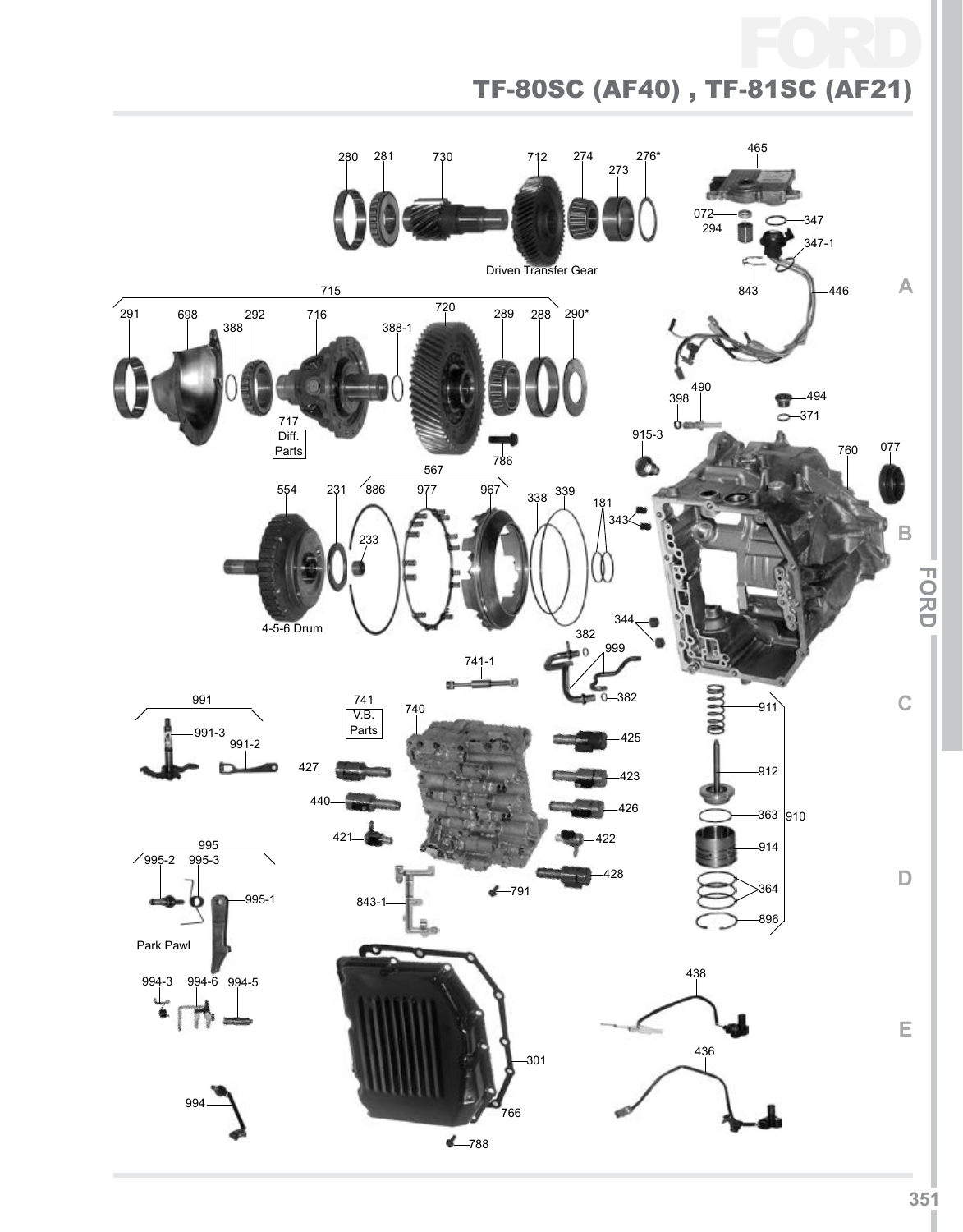# FORD

## TF-80SC (AF40) , TF-81SC (AF21)

280 281 730 712 274 273 276* 465

072 347 294 347-1

Driven Transfer Gear

843 446

715

291 698 292 716 720 289 288 290*

388 388-1

490 494
398 371

717 Diff. Parts

786

915-3

760 077

567

554 231 886 977 967 338 339

181

343

233

4-5-6 Drum

344

382

999

741-1

382

991

741 V.B. Parts

740

911

991-3

991-2

425

427

423

912

440

426

363 910

421

422

914

995

995-2 995-3

428

995-1

791

364

843-1

896

Park Pawl

994-3 994-6 994-5

438

301

436

994

766

788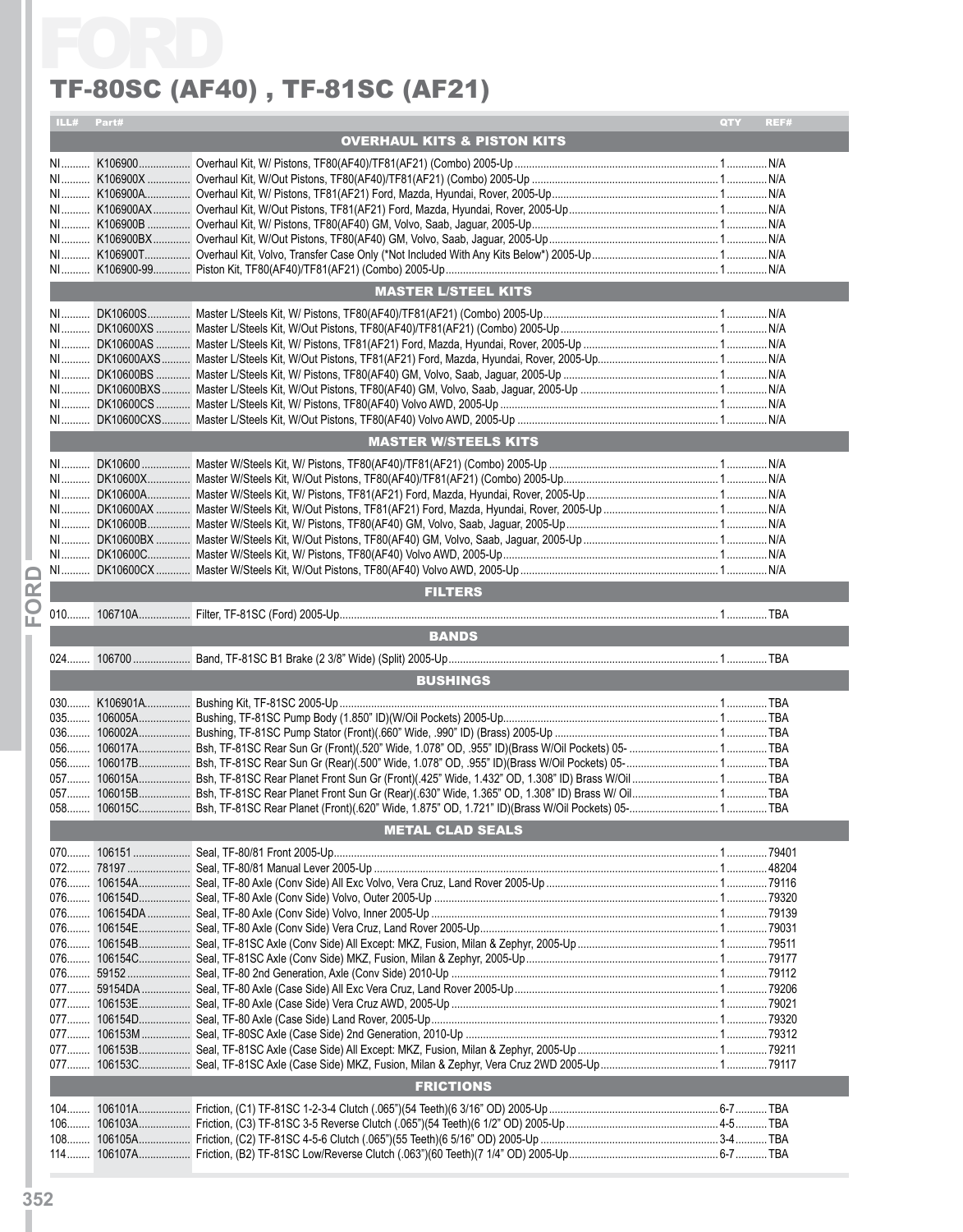# TF-80SC (AF40) , TF-81SC (AF21)

| ILL# | Part# | | QTY | REF# |
|---|---|---|---|---|
| | | **OVERHAUL KITS & PISTON KITS** | | |
| NI | K106900 | Overhaul Kit, W/ Pistons, TF80(AF40)/TF81(AF21) (Combo) 2005-Up | 1 | N/A |
| NI | K106900X | Overhaul Kit, W/Out Pistons, TF80(AF40)/TF81(AF21) (Combo) 2005-Up | 1 | N/A |
| NI | K106900A | Overhaul Kit, W/ Pistons, TF81(AF21) Ford, Mazda, Hyundai, Rover, 2005-Up | 1 | N/A |
| NI | K106900AX | Overhaul Kit, W/Out Pistons, TF81(AF21) Ford, Mazda, Hyundai, Rover, 2005-Up | 1 | N/A |
| NI | K106900B | Overhaul Kit, W/ Pistons, TF80(AF40) GM, Volvo, Saab, Jaguar, 2005-Up | 1 | N/A |
| NI | K106900BX | Overhaul Kit, W/Out Pistons, TF80(AF40) GM, Volvo, Saab, Jaguar, 2005-Up | 1 | N/A |
| NI | K106900T | Overhaul Kit, Volvo, Transfer Case Only (*Not Included With Any Kits Below*) 2005-Up | 1 | N/A |
| NI | K106900-99 | Piston Kit, TF80(AF40)/TF81(AF21) (Combo) 2005-Up | 1 | N/A |
| | | **MASTER L/STEEL KITS** | | |
| NI | DK10600S | Master L/Steels Kit, W/ Pistons, TF80(AF40)/TF81(AF21) (Combo) 2005-Up | 1 | N/A |
| NI | DK10600XS | Master L/Steels Kit, W/Out Pistons, TF80(AF40)/TF81(AF21) (Combo) 2005-Up | 1 | N/A |
| NI | DK10600AS | Master L/Steels Kit, W/ Pistons, TF81(AF21) Ford, Mazda, Hyundai, Rover, 2005-Up | 1 | N/A |
| NI | DK10600AXS | Master L/Steels Kit, W/Out Pistons, TF81(AF21) Ford, Mazda, Hyundai, Rover, 2005-Up | 1 | N/A |
| NI | DK10600BS | Master L/Steels Kit, W/ Pistons, TF80(AF40) GM, Volvo, Saab, Jaguar, 2005-Up | 1 | N/A |
| NI | DK10600BXS | Master L/Steels Kit, W/Out Pistons, TF80(AF40) GM, Volvo, Saab, Jaguar, 2005-Up | 1 | N/A |
| NI | DK10600CS | Master L/Steels Kit, W/ Pistons, TF80(AF40) Volvo AWD, 2005-Up | 1 | N/A |
| NI | DK10600CXS | Master L/Steels Kit, W/Out Pistons, TF80(AF40) Volvo AWD, 2005-Up | 1 | N/A |
| | | **MASTER W/STEELS KITS** | | |
| NI | DK10600 | Master W/Steels Kit, W/ Pistons, TF80(AF40)/TF81(AF21) (Combo) 2005-Up | 1 | N/A |
| NI | DK10600X | Master W/Steels Kit, W/Out Pistons, TF80(AF40)/TF81(AF21) (Combo) 2005-Up | 1 | N/A |
| NI | DK10600A | Master W/Steels Kit, W/ Pistons, TF81(AF21) Ford, Mazda, Hyundai, Rover, 2005-Up | 1 | N/A |
| NI | DK10600AX | Master W/Steels Kit, W/Out Pistons, TF81(AF21) Ford, Mazda, Hyundai, Rover, 2005-Up | 1 | N/A |
| NI | DK10600B | Master W/Steels Kit, W/ Pistons, TF80(AF40) GM, Volvo, Saab, Jaguar, 2005-Up | 1 | N/A |
| NI | DK10600BX | Master W/Steels Kit, W/Out Pistons, TF80(AF40) GM, Volvo, Saab, Jaguar, 2005-Up | 1 | N/A |
| NI | DK10600C | Master W/Steels Kit, W/ Pistons, TF80(AF40) Volvo AWD, 2005-Up | 1 | N/A |
| NI | DK10600CX | Master W/Steels Kit, W/Out Pistons, TF80(AF40) Volvo AWD, 2005-Up | 1 | N/A |
| | | **FILTERS** | | |
| 010 | 106710A | Filter, TF-81SC (Ford) 2005-Up | 1 | TBA |
| | | **BANDS** | | |
| 024 | 106700 | Band, TF-81SC B1 Brake (2 3/8" Wide) (Split) 2005-Up | 1 | TBA |
| | | **BUSHINGS** | | |
| 030 | K106901A | Bushing Kit, TF-81SC 2005-Up | 1 | TBA |
| 035 | 106005A | Bushing, TF-81SC Pump Body (1.850" ID)(W/Oil Pockets) 2005-Up | 1 | TBA |
| 036 | 106002A | Bushing, TF-81SC Pump Stator (Front)(.660" Wide, .990" ID) (Brass) 2005-Up | 1 | TBA |
| 056 | 106017A | Bsh, TF-81SC Rear Sun Gr (Front)(.520" Wide, 1.078" OD, .955" ID)(Brass W/Oil Pockets) 05- | 1 | TBA |
| 056 | 106017B | Bsh, TF-81SC Rear Sun Gr (Rear)(.500" Wide, 1.078" OD, .955" ID)(Brass W/Oil Pockets) 05- | 1 | TBA |
| 057 | 106015A | Bsh, TF-81SC Rear Planet Front Sun Gr (Front)(.425" Wide, 1.432" OD, 1.308" ID) Brass W/Oil | 1 | TBA |
| 057 | 106015B | Bsh, TF-81SC Rear Planet Front Sun Gr (Rear)(.630" Wide, 1.365" OD, 1.308" ID) Brass W/ Oil | 1 | TBA |
| 058 | 106015C | Bsh, TF-81SC Rear Planet (Front)(.620" Wide, 1.875" OD, 1.721" ID)(Brass W/Oil Pockets) 05- | 1 | TBA |
| | | **METAL CLAD SEALS** | | |
| 070 | 106151 | Seal, TF-80/81 Front 2005-Up | 1 | 79401 |
| 072 | 78197 | Seal, TF-80/81 Manual Lever 2005-Up | 1 | 48204 |
| 076 | 106154A | Seal, TF-80 Axle (Conv Side) All Exc Volvo, Vera Cruz, Land Rover 2005-Up | 1 | 79116 |
| 076 | 106154D | Seal, TF-80 Axle (Conv Side) Volvo, Outer 2005-Up | 1 | 79320 |
| 076 | 106154DA | Seal, TF-80 Axle (Conv Side) Volvo, Inner 2005-Up | 1 | 79139 |
| 076 | 106154E | Seal, TF-80 Axle (Conv Side) Vera Cruz, Land Rover 2005-Up | 1 | 79031 |
| 076 | 106154B | Seal, TF-81SC Axle (Conv Side) All Except: MKZ, Fusion, Milan & Zephyr, 2005-Up | 1 | 79511 |
| 076 | 106154C | Seal, TF-81SC Axle (Conv Side) MKZ, Fusion, Milan & Zephyr, 2005-Up | 1 | 79177 |
| 076 | 59152 | Seal, TF-80 2nd Generation, Axle (Conv Side) 2010-Up | 1 | 79112 |
| 077 | 59154DA | Seal, TF-80 Axle (Case Side) All Exc Vera Cruz, Land Rover 2005-Up | 1 | 79206 |
| 077 | 106153E | Seal, TF-80 Axle (Case Side) Vera Cruz AWD, 2005-Up | 1 | 79021 |
| 077 | 106154D | Seal, TF-80 Axle (Case Side) Land Rover, 2005-Up | 1 | 79320 |
| 077 | 106153M | Seal, TF-80SC Axle (Case Side) 2nd Generation, 2010-Up | 1 | 79312 |
| 077 | 106153B | Seal, TF-81SC Axle (Case Side) All Except: MKZ, Fusion, Milan & Zephyr, 2005-Up | 1 | 79211 |
| 077 | 106153C | Seal, TF-81SC Axle (Case Side) MKZ, Fusion, Milan & Zephyr, Vera Cruz 2WD 2005-Up | 1 | 79117 |
| | | **FRICTIONS** | | |
| 104 | 106101A | Friction, (C1) TF-81SC 1-2-3-4 Clutch (.065")(54 Teeth)(6 3/16" OD) 2005-Up | 6-7 | TBA |
| 106 | 106103A | Friction, (C3) TF-81SC 3-5 Reverse Clutch (.065")(54 Teeth)(6 1/2" OD) 2005-Up | 4-5 | TBA |
| 108 | 106105A | Friction, (C2) TF-81SC 4-5-6 Clutch (.065")(55 Teeth)(6 5/16" OD) 2005-Up | 3-4 | TBA |
| 114 | 106107A | Friction, (B2) TF-81SC Low/Reverse Clutch (.063")(60 Teeth)(7 1/4" OD) 2005-Up | 6-7 | TBA |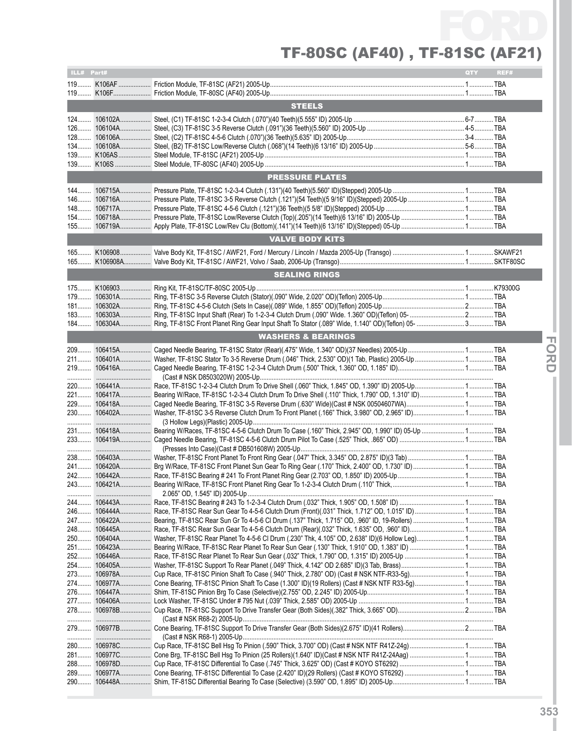# TF-80SC (AF40) , TF-81SC (AF21)

| ILL# | Part# | | QTY | REF# |
|---|---|---|---|---|
| 119 | K106AF | Friction Module, TF-81SC (AF21) 2005-Up | 1 | TBA |
| 119 | K106F | Friction Module, TF-80SC (AF40) 2005-Up | 1 | TBA |
| | | **STEELS** | | |
| 124 | 106102A | Steel, (C1) TF-81SC 1-2-3-4 Clutch (.070")(40 Teeth)(5.555" ID) 2005-Up | 6-7 | TBA |
| 126 | 106104A | Steel, (C3) TF-81SC 3-5 Reverse Clutch (.091")(36 Teeth)(5.560" ID) 2005-Up | 4-5 | TBA |
| 128 | 106106A | Steel, (C2) TF-81SC 4-5-6 Clutch (.070")(36 Teeth)(5.635" ID) 2005-Up | 3-4 | TBA |
| 134 | 106108A | Steel, (B2) TF-81SC Low/Reverse Clutch (.068")(14 Teeth)(6 13/16" ID) 2005-Up | 5-6 | TBA |
| 139 | K106AS | Steel Module, TF-81SC (AF21) 2005-Up | 1 | TBA |
| 139 | K106S | Steel Module, TF-80SC (AF40) 2005-Up | 1 | TBA |
| | | **PRESSURE PLATES** | | |
| 144 | 106715A | Pressure Plate, TF-81SC 1-2-3-4 Clutch (.131")(40 Teeth)(5.560" ID)(Stepped) 2005-Up | 1 | TBA |
| 146 | 106716A | Pressure Plate, TF-81SC 3-5 Reverse Clutch (.121")(54 Teeth)(5 9/16" ID)(Stepped) 2005-Up | 1 | TBA |
| 148 | 106717A | Pressure Plate, TF-81SC 4-5-6 Clutch (.121")(36 Teeth)(5 5/8" ID)(Stepped) 2005-Up | 1 | TBA |
| 154 | 106718A | Pressure Plate, TF-81SC Low/Reverse Clutch (Top)(.205")(14 Teeth)(6 13/16" ID) 2005-Up | 1 | TBA |
| 155 | 106719A | Apply Plate, TF-81SC Low/Rev Clu (Bottom)(.141")(14 Teeth)(6 13/16" ID)(Stepped) 05-Up | 1 | TBA |
| | | **VALVE BODY KITS** | | |
| 165 | K106908 | Valve Body Kit, TF-81SC / AWF21, Ford / Mercury / Lincoln / Mazda 2005-Up (Transgo) | 1 | SKAWF21 |
| 165 | K106908A | Valve Body Kit, TF-81SC / AWF21, Volvo / Saab, 2006-Up (Transgo) | 1 | SKTF80SC |
| | | **SEALING RINGS** | | |
| 175 | K106903 | Ring Kit, TF-81SC/TF-80SC 2005-Up | 1 | K79300G |
| 179 | 106301A | Ring, TF-81SC 3-5 Reverse Clutch (Stator)(.090" Wide, 2.020" OD)(Teflon) 2005-Up | 1 | TBA |
| 181 | 106302A | Ring, TF-81SC 4-5-6 Clutch (Sets In Case)(.089" Wide, 1.855" OD)(Teflon) 2005-Up | 2 | TBA |
| 183 | 106303A | Ring, TF-81SC Input Shaft (Rear) To 1-2-3-4 Clutch Drum (.090" Wide. 1.360" OD)(Teflon) 05- | 2 | TBA |
| 184 | 106304A | Ring, TF-81SC Front Planet Ring Gear Input Shaft To Stator (.089" Wide, 1.140" OD)(Teflon) 05- | 3 | TBA |
| | | **WASHERS & BEARINGS** | | |
| 209 | 106415A | Caged Needle Bearing, TF-81SC Stator (Rear)(.475" Wide, 1.340" OD)(37 Needles) 2005-Up | 1 | TBA |
| 211 | 106401A | Washer, TF-81SC Stator To 3-5 Reverse Drum (.046" Thick, 2.530" OD)(1 Tab, Plastic) 2005-Up | 1 | TBA |
| 219 | 106416A | Caged Needle Bearing, TF-81SC 1-2-3-4 Clutch Drum (.500" Thick, 1.360" OD, 1.185" ID) (Cast # NSK D8503020W) 2005-Up | 1 | TBA |
| 220 | 106441A | Race, TF-81SC 1-2-3-4 Clutch Drum To Drive Shell (.060" Thick, 1.845" OD, 1.390" ID) 2005-Up | 1 | TBA |
| 221 | 106417A | Bearing W/Race, TF-81SC 1-2-3-4 Clutch Drum To Drive Shell (.110" Thick, 1.790" OD, 1.310" ID) | 1 | TBA |
| 229 | 106418A | Caged Needle Bearing, TF-81SC 3-5 Reverse Drum (.630" Wide)(Cast # NSK 00504607WA) | 1 | TBA |
| 230 | 106402A | Washer, TF-81SC 3-5 Reverse Clutch Drum To Front Planet (.166" Thick, 3.980" OD, 2.965" ID) (3 Hollow Legs)(Plastic) 2005-Up | 1 | TBA |
| 231 | 106418A | Bearing W/Races, TF-81SC 4-5-6 Clutch Drum To Case (.160" Thick, 2.945" OD, 1.990" ID) 05-Up | 1 | TBA |
| 233 | 106419A | Caged Needle Bearing, TF-81SC 4-5-6 Clutch Drum Pilot To Case (.525" Thick, .865" OD) (Presses Into Case)(Cast # DB501608W) 2005-Up | 1 | TBA |
| 238 | 106403A | Washer, TF-81SC Front Planet To Front Ring Gear (.047" Thick, 3.345" OD, 2.875" ID)(3 Tab) | 1 | TBA |
| 241 | 106420A | Brg W/Race, TF-81SC Front Planet Sun Gear To Ring Gear (.170" Thick, 2.400" OD, 1.730" ID) | 1 | TBA |
| 242 | 106442A | Race, TF-81SC Bearing # 241 To Front Planet Ring Gear (2.703" OD, 1.850" ID) 2005-Up | 1 | TBA |
| 243 | 106421A | Bearing W/Race, TF-81SC Front Planet Ring Gear To 1-2-3-4 Clutch Drum (.110" Thick, 2.065" OD, 1.545" ID) 2005-Up | 1 | TBA |
| 244 | 106443A | Race, TF-81SC Bearing # 243 To 1-2-3-4 Clutch Drum (.032" Thick, 1.905" OD, 1.508" ID) | 1 | TBA |
| 246 | 106444A | Race, TF-81SC Rear Sun Gear To 4-5-6 Clutch Drum (Front)(.031" Thick, 1.712" OD, 1.015" ID) | 1 | TBA |
| 247 | 106422A | Bearing, TF-81SC Rear Sun Gr To 4-5-6 Cl Drum (.137" Thick, 1.715" OD, .960" ID, 19-Rollers) | 1 | TBA |
| 248 | 106445A | Race, TF-81SC Rear Sun Gear To 4-5-6 Clutch Drum (Rear)(.032" Thick, 1.635" OD, .960" ID) | 1 | TBA |
| 250 | 106404A | Washer, TF-81SC Rear Planet To 4-5-6 Cl Drum (.230" Thk, 4.105" OD, 2.638" ID)(6 Hollow Leg) | 1 | TBA |
| 251 | 106423A | Bearing W/Race, TF-81SC Rear Planet To Rear Sun Gear (.130" Thick, 1.910" OD, 1.383" ID) | 1 | TBA |
| 252 | 106446A | Race, TF-81SC Rear Planet To Rear Sun Gear (.032" Thick, 1.790" OD, 1.315" ID) 2005-Up | 1 | TBA |
| 254 | 106405A | Washer, TF-81SC Support To Rear Planet (.049" Thick, 4.142" OD 2.685" ID)(3 Tab, Brass) | 1 | TBA |
| 273 | 106978A | Cup Race, TF-81SC Pinion Shaft To Case (.940" Thick, 2.780" OD) (Cast # NSK NTF-R33-5g) | 1 | TBA |
| 274 | 106977A | Cone Bearing, TF-81SC Pinion Shaft To Case (1.300" ID)(19 Rollers) (Cast # NSK NTF R33-5g) | 1 | TBA |
| 276 | 106447A | Shim, TF-81SC Pinion Brg To Case (Selective)(2.755" OD, 2.245" ID) 2005-Up | 1 | TBA |
| 277 | 106406A | Lock Washer, TF-81SC Under # 795 Nut (.039" Thick, 2.585" OD) 2005-Up | 1 | TBA |
| 278 | 106978B | Cup Race, TF-81SC Support To Drive Transfer Gear (Both Sides)(.382" Thick, 3.665" OD) (Cast # NSK R68-2) 2005-Up | 2 | TBA |
| 279 | 106977B | Cone Bearing, TF-81SC Support To Drive Transfer Gear (Both Sides)(2.675" ID)(41 Rollers) (Cast # NSK R68-1) 2005-Up | 2 | TBA |
| 280 | 106978C | Cup Race, TF-81SC Bell Hsg To Pinion (.590" Thick, 3.700" OD) (Cast # NSK NTF R41Z-24g) | 1 | TBA |
| 281 | 106977C | Cone Brg, TF-81SC Bell Hsg To Pinion (25 Rollers)(1.640" ID)(Cast # NSK NTF R41Z-24Aag) | 1 | TBA |
| 288 | 106978D | Cup Race, TF-81SC Differential To Case (.745" Thick, 3.625" OD) (Cast # KOYO ST6292) | 1 | TBA |
| 289 | 106977A | Cone Bearing, TF-81SC Differential To Case (2.420" ID)(29 Rollers) (Cast # KOYO ST6292) | 1 | TBA |
| 290 | 106448A | Shim, TF-81SC Differential Bearing To Case (Selective) (3.590" OD, 1.895" ID) 2005-Up | 1 | TBA |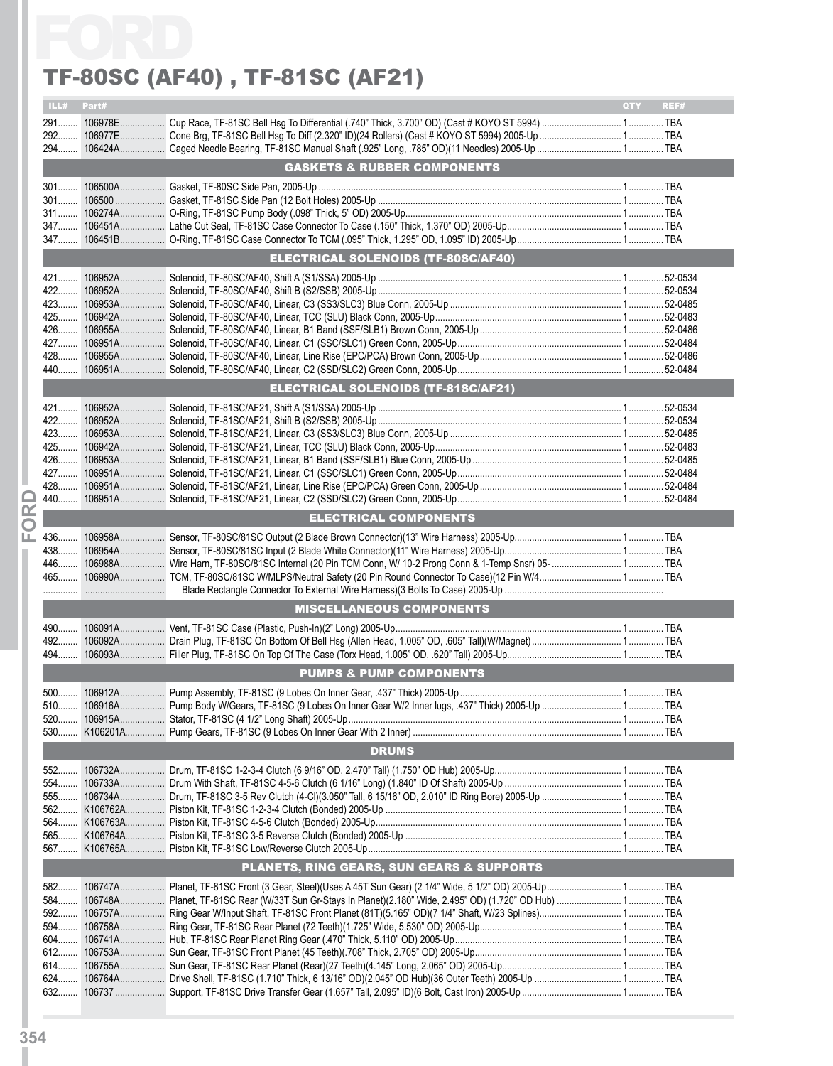# TF-80SC (AF40) , TF-81SC (AF21)

| ILL# | Part# | | QTY | REF# |
|---|---|---|---|---|
| 291 | 106978E | Cup Race, TF-81SC Bell Hsg To Differential (.740" Thick, 3.700" OD) (Cast # KOYO ST 5994) | 1 | TBA |
| 292 | 106977E | Cone Brg, TF-81SC Bell Hsg To Diff (2.320" ID)(24 Rollers) (Cast # KOYO ST 5994) 2005-Up | 1 | TBA |
| 294 | 106424A | Caged Needle Bearing, TF-81SC Manual Shaft (.925" Long, .785" OD)(11 Needles) 2005-Up | 1 | TBA |
| | | **GASKETS & RUBBER COMPONENTS** | | |
| 301 | 106500A | Gasket, TF-80SC Side Pan, 2005-Up | 1 | TBA |
| 301 | 106500 | Gasket, TF-81SC Side Pan (12 Bolt Holes) 2005-Up | 1 | TBA |
| 311 | 106274A | O-Ring, TF-81SC Pump Body (.098" Thick, 5" OD) 2005-Up | 1 | TBA |
| 347 | 106451A | Lathe Cut Seal, TF-81SC Case Connector To Case (.150" Thick, 1.370" OD) 2005-Up | 1 | TBA |
| 347 | 106451B | O-Ring, TF-81SC Case Connector To TCM (.095" Thick, 1.295" OD, 1.095" ID) 2005-Up | 1 | TBA |
| | | **ELECTRICAL SOLENOIDS (TF-80SC/AF40)** | | |
| 421 | 106952A | Solenoid, TF-80SC/AF40, Shift A (S1/SSA) 2005-Up | 1 | 52-0534 |
| 422 | 106952A | Solenoid, TF-80SC/AF40, Shift B (S2/SSB) 2005-Up | 1 | 52-0534 |
| 423 | 106953A | Solenoid, TF-80SC/AF40, Linear, C3 (SS3/SLC3) Blue Conn, 2005-Up | 1 | 52-0485 |
| 425 | 106942A | Solenoid, TF-80SC/AF40, Linear, TCC (SLU) Black Conn, 2005-Up | 1 | 52-0483 |
| 426 | 106955A | Solenoid, TF-80SC/AF40, Linear, B1 Band (SSF/SLB1) Brown Conn, 2005-Up | 1 | 52-0486 |
| 427 | 106951A | Solenoid, TF-80SC/AF40, Linear, C1 (SSC/SLC1) Green Conn, 2005-Up | 1 | 52-0484 |
| 428 | 106955A | Solenoid, TF-80SC/AF40, Linear, Line Rise (EPC/PCA) Brown Conn, 2005-Up | 1 | 52-0486 |
| 440 | 106951A | Solenoid, TF-80SC/AF40, Linear, C2 (SSD/SLC2) Green Conn, 2005-Up | 1 | 52-0484 |
| | | **ELECTRICAL SOLENOIDS (TF-81SC/AF21)** | | |
| 421 | 106952A | Solenoid, TF-81SC/AF21, Shift A (S1/SSA) 2005-Up | 1 | 52-0534 |
| 422 | 106952A | Solenoid, TF-81SC/AF21, Shift B (S2/SSB) 2005-Up | 1 | 52-0534 |
| 423 | 106953A | Solenoid, TF-81SC/AF21, Linear, C3 (SS3/SLC3) Blue Conn, 2005-Up | 1 | 52-0485 |
| 425 | 106942A | Solenoid, TF-81SC/AF21, Linear, TCC (SLU) Black Conn, 2005-Up | 1 | 52-0483 |
| 426 | 106953A | Solenoid, TF-81SC/AF21, Linear, B1 Band (SSF/SLB1) Blue Conn, 2005-Up | 1 | 52-0485 |
| 427 | 106951A | Solenoid, TF-81SC/AF21, Linear, C1 (SSC/SLC1) Green Conn, 2005-Up | 1 | 52-0484 |
| 428 | 106951A | Solenoid, TF-81SC/AF21, Linear, Line Rise (EPC/PCA) Green Conn, 2005-Up | 1 | 52-0484 |
| 440 | 106951A | Solenoid, TF-81SC/AF21, Linear, C2 (SSD/SLC2) Green Conn, 2005-Up | 1 | 52-0484 |
| | | **ELECTRICAL COMPONENTS** | | |
| 436 | 106958A | Sensor, TF-80SC/81SC Output (2 Blade Brown Connector)(13" Wire Harness) 2005-Up | 1 | TBA |
| 438 | 106954A | Sensor, TF-80SC/81SC Input (2 Blade White Connector)(11" Wire Harness) 2005-Up | 1 | TBA |
| 446 | 106988A | Wire Harn, TF-80SC/81SC Internal (20 Pin TCM Conn, W/ 10-2 Prong Conn & 1-Temp Snsr) 05- | 1 | TBA |
| 465 | 106990A | TCM, TF-80SC/81SC W/MLPS/Neutral Safety (20 Pin Round Connector To Case)(12 Pin W/4 Blade Rectangle Connector To External Wire Harness)(3 Bolts To Case) 2005-Up | 1 | TBA |
| | | **MISCELLANEOUS COMPONENTS** | | |
| 490 | 106091A | Vent, TF-81SC Case (Plastic, Push-In)(2" Long) 2005-Up | 1 | TBA |
| 492 | 106092A | Drain Plug, TF-81SC On Bottom Of Bell Hsg (Allen Head, 1.005" OD, .605" Tall)(W/Magnet) | 1 | TBA |
| 494 | 106093A | Filler Plug, TF-81SC On Top Of The Case (Torx Head, 1.005" OD, .620" Tall) 2005-Up | 1 | TBA |
| | | **PUMPS & PUMP COMPONENTS** | | |
| 500 | 106912A | Pump Assembly, TF-81SC (9 Lobes On Inner Gear, .437" Thick) 2005-Up | 1 | TBA |
| 510 | 106916A | Pump Body W/Gears, TF-81SC (9 Lobes On Inner Gear W/2 Inner lugs, .437" Thick) 2005-Up | 1 | TBA |
| 520 | 106915A | Stator, TF-81SC (4 1/2" Long Shaft) 2005-Up | 1 | TBA |
| 530 | K106201A | Pump Gears, TF-81SC (9 Lobes On Inner Gear With 2 Inner) | 1 | TBA |
| | | **DRUMS** | | |
| 552 | 106732A | Drum, TF-81SC 1-2-3-4 Clutch (6 9/16" OD, 2.470" Tall) (1.750" OD Hub) 2005-Up | 1 | TBA |
| 554 | 106733A | Drum With Shaft, TF-81SC 4-5-6 Clutch (6 1/16" Long) (1.840" ID Of Shaft) 2005-Up | 1 | TBA |
| 555 | 106734A | Drum, TF-81SC 3-5 Rev Clutch (4-Cl)(3.050" Tall, 6 15/16" OD, 2.010" ID Ring Bore) 2005-Up | 1 | TBA |
| 562 | K106762A | Piston Kit, TF-81SC 1-2-3-4 Clutch (Bonded) 2005-Up | 1 | TBA |
| 564 | K106763A | Piston Kit, TF-81SC 4-5-6 Clutch (Bonded) 2005-Up | 1 | TBA |
| 565 | K106764A | Piston Kit, TF-81SC 3-5 Reverse Clutch (Bonded) 2005-Up | 1 | TBA |
| 567 | K106765A | Piston Kit, TF-81SC Low/Reverse Clutch 2005-Up | 1 | TBA |
| | | **PLANETS, RING GEARS, SUN GEARS & SUPPORTS** | | |
| 582 | 106747A | Planet, TF-81SC Front (3 Gear, Steel)(Uses A 45T Sun Gear) (2 1/4" Wide, 5 1/2" OD) 2005-Up | 1 | TBA |
| 584 | 106748A | Planet, TF-81SC Rear (W/33T Sun Gr-Stays In Planet)(2.180" Wide, 2.495" OD) (1.720" OD Hub) | 1 | TBA |
| 592 | 106757A | Ring Gear W/Input Shaft, TF-81SC Front Planet (81T)(5.165" OD)(7 1/4" Shaft, W/23 Splines) | 1 | TBA |
| 594 | 106758A | Ring Gear, TF-81SC Rear Planet (72 Teeth)(1.725" Wide, 5.530" OD) 2005-Up | 1 | TBA |
| 604 | 106741A | Hub, TF-81SC Rear Planet Ring Gear (.470" Thick, 5.110" OD) 2005-Up | 1 | TBA |
| 612 | 106753A | Sun Gear, TF-81SC Front Planet (45 Teeth)(.708" Thick, 2.705" OD) 2005-Up | 1 | TBA |
| 614 | 106755A | Sun Gear, TF-81SC Rear Planet (Rear)(27 Teeth)(4.145" Long, 2.065" OD) 2005-Up | 1 | TBA |
| 624 | 106764A | Drive Shell, TF-81SC (1.710" Thick, 6 13/16" OD)(2.045" OD Hub)(36 Outer Teeth) 2005-Up | 1 | TBA |
| 632 | 106737 | Support, TF-81SC Drive Transfer Gear (1.657" Tall, 2.095" ID)(6 Bolt, Cast Iron) 2005-Up | 1 | TBA |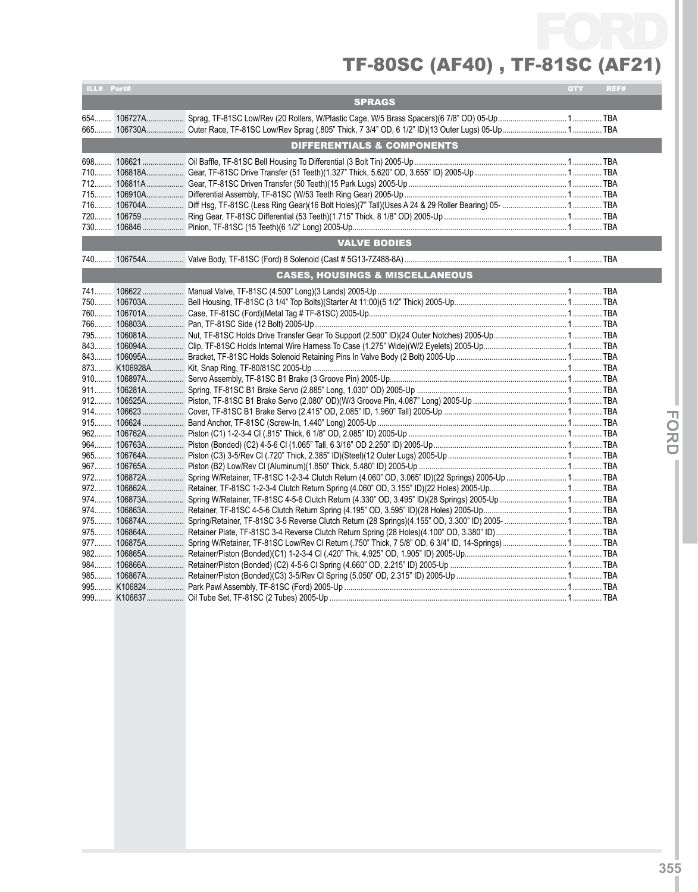# TF-80SC (AF40) , TF-81SC (AF21)

| ILL# | Part# | | QTY | REF# |
|---|---|---|---|---|
| | | **SPRAGS** | | |
| 654 | 106727A | Sprag, TF-81SC Low/Rev (20 Rollers, W/Plastic Cage, W/5 Brass Spacers)(6 7/8" OD) 05-Up | 1 | TBA |
| 665 | 106730A | Outer Race, TF-81SC Low/Rev Sprag (.805" Thick, 7 3/4" OD, 6 1/2" ID)(13 Outer Lugs) 05-Up | 1 | TBA |
| | | **DIFFERENTIALS & COMPONENTS** | | |
| 698 | 106621 | Oil Baffle, TF-81SC Bell Housing To Differential (3 Bolt Tin) 2005-Up | 1 | TBA |
| 710 | 106818A | Gear, TF-81SC Drive Transfer (51 Teeth)(1.327" Thick, 5.620" OD, 3.655" ID) 2005-Up | 1 | TBA |
| 712 | 106811A | Gear, TF-81SC Driven Transfer (50 Teeth)(15 Park Lugs) 2005-Up | 1 | TBA |
| 715 | 106910A | Differential Assembly, TF-81SC (W/53 Teeth Ring Gear) 2005-Up | 1 | TBA |
| 716 | 106704A | Diff Hsg, TF-81SC (Less Ring Gear)(16 Bolt Holes)(7" Tall)(Uses A 24 & 29 Roller Bearing) 05- | 1 | TBA |
| 720 | 106759 | Ring Gear, TF-81SC Differential (53 Teeth)(1.715" Thick, 8 1/8" OD) 2005-Up | 1 | TBA |
| 730 | 106846 | Pinion, TF-81SC (15 Teeth)(6 1/2" Long) 2005-Up | 1 | TBA |
| | | **VALVE BODIES** | | |
| 740 | 106754A | Valve Body, TF-81SC (Ford) 8 Solenoid (Cast # 5G13-7Z488-8A) | 1 | TBA |
| | | **CASES, HOUSINGS & MISCELLANEOUS** | | |
| 741 | 106622 | Manual Valve, TF-81SC (4.500" Long)(3 Lands) 2005-Up | 1 | TBA |
| 750 | 106703A | Bell Housing, TF-81SC (3 1/4" Top Bolts)(Starter At 11:00)(5 1/2" Thick) 2005-Up | 1 | TBA |
| 760 | 106701A | Case, TF-81SC (Ford)(Metal Tag # TF-81SC) 2005-Up | 1 | TBA |
| 766 | 106803A | Pan, TF-81SC Side (12 Bolt) 2005-Up | 1 | TBA |
| 795 | 106081A | Nut, TF-81SC Holds Drive Transfer Gear To Support (2.500" ID)(24 Outer Notches) 2005-Up | 1 | TBA |
| 843 | 106094A | Clip, TF-81SC Holds Internal Wire Harness To Case (1.275" Wide)(W/2 Eyelets) 2005-Up | 1 | TBA |
| 843 | 106095A | Bracket, TF-81SC Holds Solenoid Retaining Pins In Valve Body (2 Bolt) 2005-Up | 1 | TBA |
| 873 | K106928A | Kit, Snap Ring, TF-80/81SC 2005-Up | 1 | TBA |
| 910 | 106897A | Servo Assembly, TF-81SC B1 Brake (3 Groove Pin) 2005-Up | 1 | TBA |
| 911 | 106281A | Spring, TF-81SC B1 Brake Servo (2.885" Long, 1.030" OD) 2005-Up | 1 | TBA |
| 912 | 106525A | Piston, TF-81SC B1 Brake Servo (2.080" OD)(W/3 Groove Pin, 4.087" Long) 2005-Up | 1 | TBA |
| 914 | 106623 | Cover, TF-81SC B1 Brake Servo (2.415" OD, 2.085" ID, 1.960" Tall) 2005-Up | 1 | TBA |
| 915 | 106624 | Band Anchor, TF-81SC (Screw-In, 1.440" Long) 2005-Up | 1 | TBA |
| 962 | 106762A | Piston (C1) 1-2-3-4 Cl (.815" Thick, 6 1/8" OD, 2.085" ID) 2005-Up | 1 | TBA |
| 964 | 106763A | Piston (Bonded) (C2) 4-5-6 Cl (1.065" Tall, 6 3/16" OD 2.250" ID) 2005-Up | 1 | TBA |
| 965 | 106764A | Piston (C3) 3-5/Rev Cl (.720" Thick, 2.385" ID)(Steel)(12 Outer Lugs) 2005-Up | 1 | TBA |
| 967 | 106765A | Piston (B2) Low/Rev Cl (Aluminum)(1.850" Thick, 5.480" ID) 2005-Up | 1 | TBA |
| 972 | 106872A | Spring W/Retainer, TF-81SC 1-2-3-4 Clutch Return (4.060" OD, 3.065" ID)(22 Springs) 2005-Up | 1 | TBA |
| 972 | 106862A | Retainer, TF-81SC 1-2-3-4 Clutch Return Spring (4.060" OD, 3.155" ID)(22 Holes) 2005-Up | 1 | TBA |
| 974 | 106873A | Spring W/Retainer, TF-81SC 4-5-6 Clutch Return (4.330" OD, 3.495" ID)(28 Springs) 2005-Up | 1 | TBA |
| 974 | 106863A | Retainer, TF-81SC 4-5-6 Clutch Return Spring (4.195" OD, 3.595" ID)(28 Holes) 2005-Up | 1 | TBA |
| 975 | 106874A | Spring/Retainer, TF-81SC 3-5 Reverse Clutch Return (28 Springs)(4.155" OD, 3.300" ID) 2005- | 1 | TBA |
| 975 | 106864A | Retainer Plate, TF-81SC 3-4 Reverse Clutch Return Spring (28 Holes)(4.100" OD, 3.380" ID) | 1 | TBA |
| 977 | 106875A | Spring W/Retainer, TF-81SC Low/Rev Cl Return (.750" Thick, 7 5/8" OD, 6 3/4" ID, 14-Springs) | 1 | TBA |
| 982 | 106865A | Retainer/Piston (Bonded)(C1) 1-2-3-4 Cl (.420" Thk, 4.925" OD, 1.905" ID) 2005-Up | 1 | TBA |
| 984 | 106866A | Retainer/Piston (Bonded) (C2) 4-5-6 Cl Spring (4.660" OD, 2.215" ID) 2005-Up | 1 | TBA |
| 985 | 106867A | Retainer/Piston (Bonded)(C3) 3-5/Rev Cl Spring (5.050" OD, 2.315" ID) 2005-Up | 1 | TBA |
| 995 | K106824 | Park Pawl Assembly, TF-81SC (Ford) 2005-Up | 1 | TBA |
| 999 | K106637 | Oil Tube Set, TF-81SC (2 Tubes) 2005-Up | 1 | TBA |